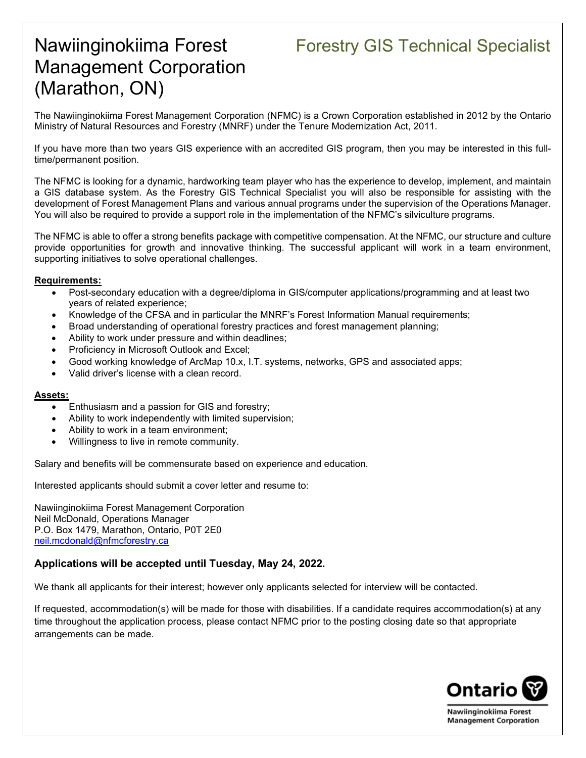# Nawiinginokiima Forest Management Corporation (Marathon, ON)

## Forestry GIS Technical Specialist

The Nawiinginokiima Forest Management Corporation (NFMC) is a Crown Corporation established in 2012 by the Ontario Ministry of Natural Resources and Forestry (MNRF) under the Tenure Modernization Act, 2011.

If you have more than two years GIS experience with an accredited GIS program, then you may be interested in this full-time/permanent position.

The NFMC is looking for a dynamic, hardworking team player who has the experience to develop, implement, and maintain a GIS database system. As the Forestry GIS Technical Specialist you will also be responsible for assisting with the development of Forest Management Plans and various annual programs under the supervision of the Operations Manager. You will also be required to provide a support role in the implementation of the NFMC's silviculture programs.

The NFMC is able to offer a strong benefits package with competitive compensation. At the NFMC, our structure and culture provide opportunities for growth and innovative thinking. The successful applicant will work in a team environment, supporting initiatives to solve operational challenges.

**Requirements:**

- Post-secondary education with a degree/diploma in GIS/computer applications/programming and at least two years of related experience;
- Knowledge of the CFSA and in particular the MNRF's Forest Information Manual requirements;
- Broad understanding of operational forestry practices and forest management planning;
- Ability to work under pressure and within deadlines;
- Proficiency in Microsoft Outlook and Excel;
- Good working knowledge of ArcMap 10.x, I.T. systems, networks, GPS and associated apps;
- Valid driver's license with a clean record.

**Assets:**

- Enthusiasm and a passion for GIS and forestry;
- Ability to work independently with limited supervision;
- Ability to work in a team environment;
- Willingness to live in remote community.

Salary and benefits will be commensurate based on experience and education.

Interested applicants should submit a cover letter and resume to:

Nawiinginokiima Forest Management Corporation
Neil McDonald, Operations Manager
P.O. Box 1479, Marathon, Ontario, P0T 2E0
neil.mcdonald@nfmcforestry.ca

**Applications will be accepted until Tuesday, May 24, 2022.**

We thank all applicants for their interest; however only applicants selected for interview will be contacted.

If requested, accommodation(s) will be made for those with disabilities. If a candidate requires accommodation(s) at any time throughout the application process, please contact NFMC prior to the posting closing date so that appropriate arrangements can be made.

Ontario
Nawiinginokiima Forest Management Corporation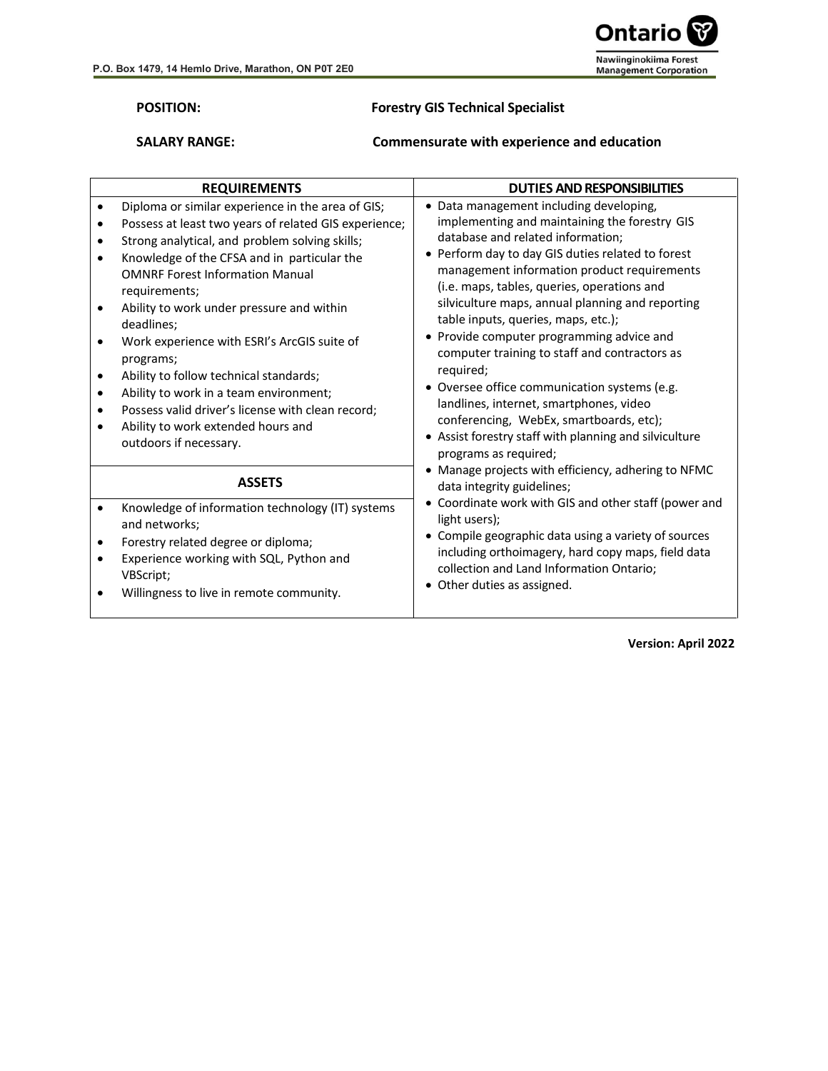P.O. Box 1479, 14 Hemlo Drive, Marathon, ON P0T 2E0

Ontario

Nawiinginokiima Forest Management Corporation

**POSITION:** Forestry GIS Technical Specialist

**SALARY RANGE:** Commensurate with experience and education

| REQUIREMENTS | DUTIES AND RESPONSIBILITIES |
|---|---|
| • Diploma or similar experience in the area of GIS;<br>• Possess at least two years of related GIS experience;<br>• Strong analytical, and problem solving skills;<br>• Knowledge of the CFSA and in particular the OMNRF Forest Information Manual requirements;<br>• Ability to work under pressure and within deadlines;<br>• Work experience with ESRI's ArcGIS suite of programs;<br>• Ability to follow technical standards;<br>• Ability to work in a team environment;<br>• Possess valid driver's license with clean record;<br>• Ability to work extended hours and outdoors if necessary.<br><br>**ASSETS**<br><br>• Knowledge of information technology (IT) systems and networks;<br>• Forestry related degree or diploma;<br>• Experience working with SQL, Python and VBScript;<br>• Willingness to live in remote community. | • Data management including developing, implementing and maintaining the forestry GIS database and related information;<br>• Perform day to day GIS duties related to forest management information product requirements (i.e. maps, tables, queries, operations and silviculture maps, annual planning and reporting table inputs, queries, maps, etc.);<br>• Provide computer programming advice and computer training to staff and contractors as required;<br>• Oversee office communication systems (e.g. landlines, internet, smartphones, video conferencing, WebEx, smartboards, etc);<br>• Assist forestry staff with planning and silviculture programs as required;<br>• Manage projects with efficiency, adhering to NFMC data integrity guidelines;<br>• Coordinate work with GIS and other staff (power and light users);<br>• Compile geographic data using a variety of sources including orthoimagery, hard copy maps, field data collection and Land Information Ontario;<br>• Other duties as assigned. |

**Version: April 2022**